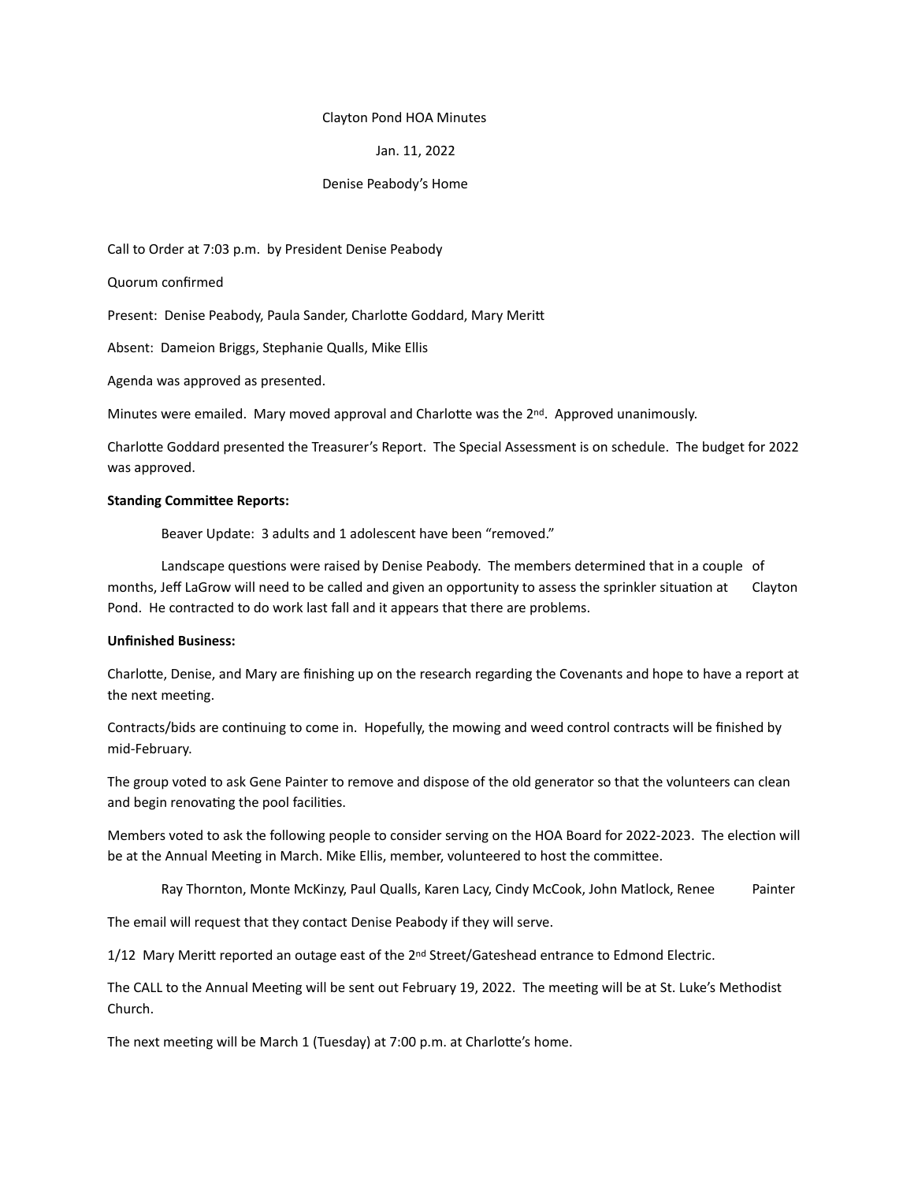Clayton Pond HOA Minutes

Jan. 11, 2022

Denise Peabody's Home

Call to Order at 7:03 p.m. by President Denise Peabody

Quorum confirmed

Present: Denise Peabody, Paula Sander, Charlotte Goddard, Mary Meritt

Absent: Dameion Briggs, Stephanie Qualls, Mike Ellis

Agenda was approved as presented.

Minutes were emailed. Mary moved approval and Charlotte was the 2nd. Approved unanimously.

Charlotte Goddard presented the Treasurer's Report. The Special Assessment is on schedule. The budget for 2022 was approved.

**Standing Committee Reports:**

Beaver Update: 3 adults and 1 adolescent have been "removed."

Landscape questions were raised by Denise Peabody. The members determined that in a couple of months, Jeff LaGrow will need to be called and given an opportunity to assess the sprinkler situation at Clayton Pond. He contracted to do work last fall and it appears that there are problems.

**Unfinished Business:**

Charlotte, Denise, and Mary are finishing up on the research regarding the Covenants and hope to have a report at the next meeting.

Contracts/bids are continuing to come in. Hopefully, the mowing and weed control contracts will be finished by mid-February.

The group voted to ask Gene Painter to remove and dispose of the old generator so that the volunteers can clean and begin renovating the pool facilities.

Members voted to ask the following people to consider serving on the HOA Board for 2022-2023. The election will be at the Annual Meeting in March. Mike Ellis, member, volunteered to host the committee.

Ray Thornton, Monte McKinzy, Paul Qualls, Karen Lacy, Cindy McCook, John Matlock, Renee Painter

The email will request that they contact Denise Peabody if they will serve.

1/12 Mary Meritt reported an outage east of the 2nd Street/Gateshead entrance to Edmond Electric.

The CALL to the Annual Meeting will be sent out February 19, 2022. The meeting will be at St. Luke's Methodist Church.

The next meeting will be March 1 (Tuesday) at 7:00 p.m. at Charlotte's home.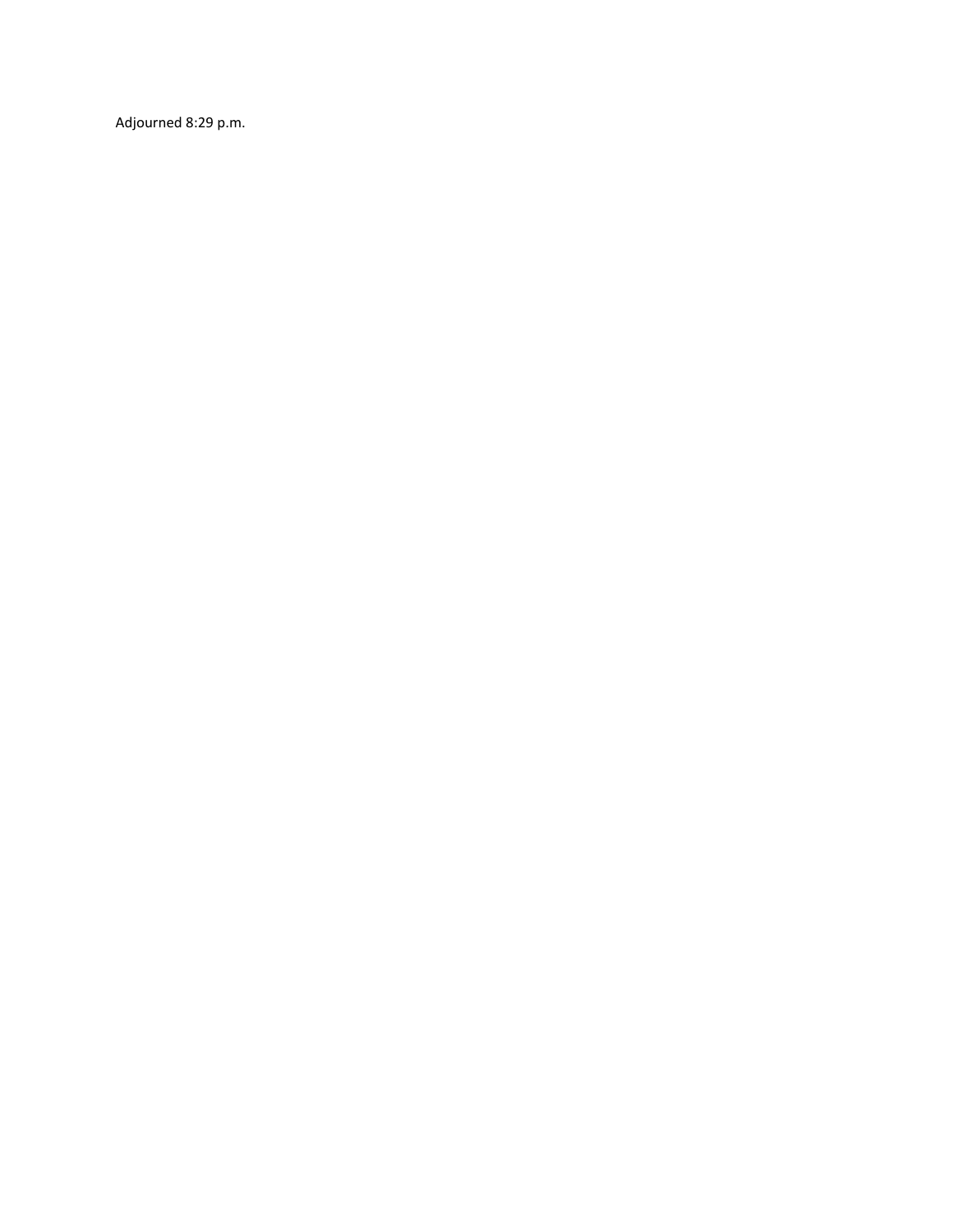Adjourned 8:29 p.m.